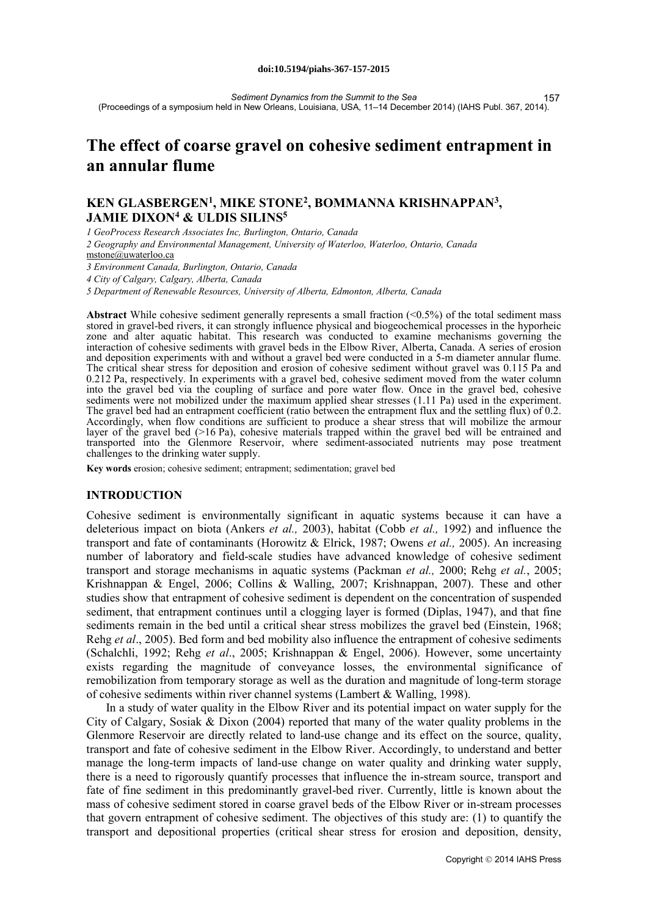doi:10.5194/piahs-367-157-2015

*Sediment Dynamics from the Summit to the Sea*
(Proceedings of a symposium held in New Orleans, Louisiana, USA, 11–14 December 2014) (IAHS Publ. 367, 2014).

# The effect of coarse gravel on cohesive sediment entrapment in an annular flume

## KEN GLASBERGEN[1], MIKE STONE[2], BOMMANNA KRISHNAPPAN[3], JAMIE DIXON[4] & ULDIS SILINS[5]

*1 GeoProcess Research Associates Inc, Burlington, Ontario, Canada*
*2 Geography and Environmental Management, University of Waterloo, Waterloo, Ontario, Canada*
mstone@uwaterloo.ca
*3 Environment Canada, Burlington, Ontario, Canada*
*4 City of Calgary, Calgary, Alberta, Canada*
*5 Department of Renewable Resources, University of Alberta, Edmonton, Alberta, Canada*

**Abstract** While cohesive sediment generally represents a small fraction (<0.5%) of the total sediment mass stored in gravel-bed rivers, it can strongly influence physical and biogeochemical processes in the hyporheic zone and alter aquatic habitat. This research was conducted to examine mechanisms governing the interaction of cohesive sediments with gravel beds in the Elbow River, Alberta, Canada. A series of erosion and deposition experiments with and without a gravel bed were conducted in a 5-m diameter annular flume. The critical shear stress for deposition and erosion of cohesive sediment without gravel was 0.115 Pa and 0.212 Pa, respectively. In experiments with a gravel bed, cohesive sediment moved from the water column into the gravel bed via the coupling of surface and pore water flow. Once in the gravel bed, cohesive sediments were not mobilized under the maximum applied shear stresses (1.11 Pa) used in the experiment. The gravel bed had an entrapment coefficient (ratio between the entrapment flux and the settling flux) of 0.2. Accordingly, when flow conditions are sufficient to produce a shear stress that will mobilize the armour layer of the gravel bed (>16 Pa), cohesive materials trapped within the gravel bed will be entrained and transported into the Glenmore Reservoir, where sediment-associated nutrients may pose treatment challenges to the drinking water supply.

**Key words** erosion; cohesive sediment; entrapment; sedimentation; gravel bed

## INTRODUCTION

Cohesive sediment is environmentally significant in aquatic systems because it can have a deleterious impact on biota (Ankers *et al.,* 2003), habitat (Cobb *et al.,* 1992) and influence the transport and fate of contaminants (Horowitz & Elrick, 1987; Owens *et al.,* 2005). An increasing number of laboratory and field-scale studies have advanced knowledge of cohesive sediment transport and storage mechanisms in aquatic systems (Packman *et al.,* 2000; Rehg *et al.*, 2005; Krishnappan & Engel, 2006; Collins & Walling, 2007; Krishnappan, 2007). These and other studies show that entrapment of cohesive sediment is dependent on the concentration of suspended sediment, that entrapment continues until a clogging layer is formed (Diplas, 1947), and that fine sediments remain in the bed until a critical shear stress mobilizes the gravel bed (Einstein, 1968; Rehg *et al*., 2005). Bed form and bed mobility also influence the entrapment of cohesive sediments (Schalchli, 1992; Rehg *et al*., 2005; Krishnappan & Engel, 2006). However, some uncertainty exists regarding the magnitude of conveyance losses, the environmental significance of remobilization from temporary storage as well as the duration and magnitude of long-term storage of cohesive sediments within river channel systems (Lambert & Walling, 1998).

In a study of water quality in the Elbow River and its potential impact on water supply for the City of Calgary, Sosiak & Dixon (2004) reported that many of the water quality problems in the Glenmore Reservoir are directly related to land-use change and its effect on the source, quality, transport and fate of cohesive sediment in the Elbow River. Accordingly, to understand and better manage the long-term impacts of land-use change on water quality and drinking water supply, there is a need to rigorously quantify processes that influence the in-stream source, transport and fate of fine sediment in this predominantly gravel-bed river. Currently, little is known about the mass of cohesive sediment stored in coarse gravel beds of the Elbow River or in-stream processes that govern entrapment of cohesive sediment. The objectives of this study are: (1) to quantify the transport and depositional properties (critical shear stress for erosion and deposition, density,

Copyright © 2014 IAHS Press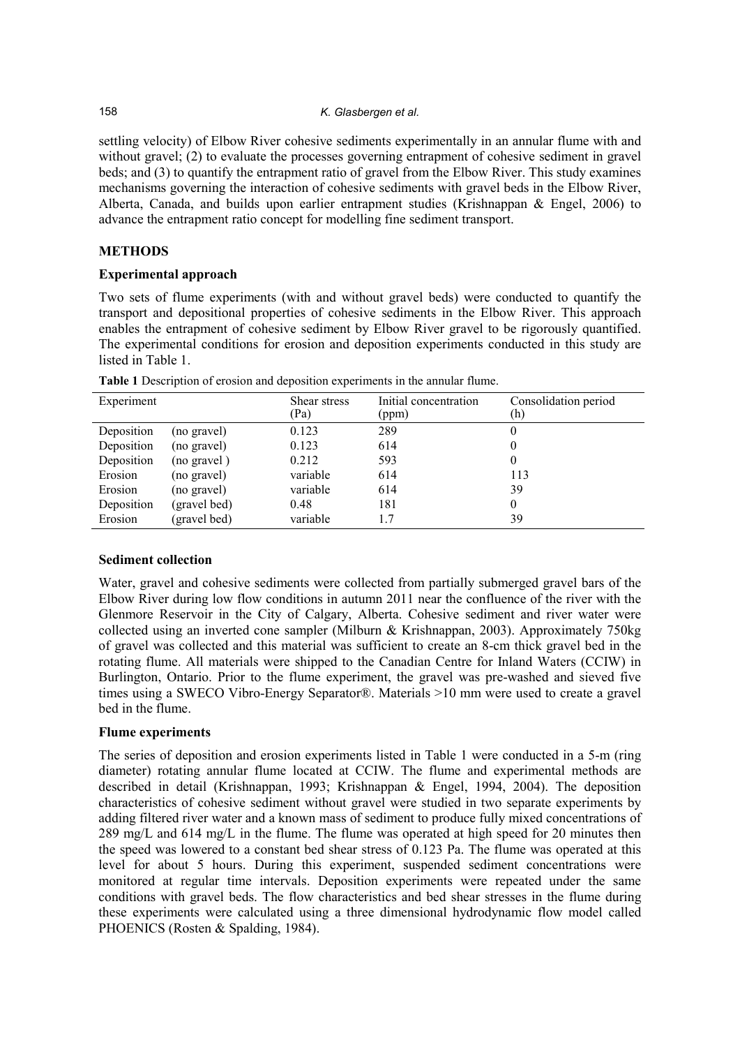settling velocity) of Elbow River cohesive sediments experimentally in an annular flume with and without gravel; (2) to evaluate the processes governing entrapment of cohesive sediment in gravel beds; and (3) to quantify the entrapment ratio of gravel from the Elbow River. This study examines mechanisms governing the interaction of cohesive sediments with gravel beds in the Elbow River, Alberta, Canada, and builds upon earlier entrapment studies (Krishnappan & Engel, 2006) to advance the entrapment ratio concept for modelling fine sediment transport.

## METHODS

### Experimental approach

Two sets of flume experiments (with and without gravel beds) were conducted to quantify the transport and depositional properties of cohesive sediments in the Elbow River. This approach enables the entrapment of cohesive sediment by Elbow River gravel to be rigorously quantified. The experimental conditions for erosion and deposition experiments conducted in this study are listed in Table 1.

**Table 1** Description of erosion and deposition experiments in the annular flume.

| Experiment | | Shear stress (Pa) | Initial concentration (ppm) | Consolidation period (h) |
|---|---|---|---|---|
| Deposition | (no gravel) | 0.123 | 289 | 0 |
| Deposition | (no gravel) | 0.123 | 614 | 0 |
| Deposition | (no gravel ) | 0.212 | 593 | 0 |
| Erosion | (no gravel) | variable | 614 | 113 |
| Erosion | (no gravel) | variable | 614 | 39 |
| Deposition | (gravel bed) | 0.48 | 181 | 0 |
| Erosion | (gravel bed) | variable | 1.7 | 39 |

### Sediment collection

Water, gravel and cohesive sediments were collected from partially submerged gravel bars of the Elbow River during low flow conditions in autumn 2011 near the confluence of the river with the Glenmore Reservoir in the City of Calgary, Alberta. Cohesive sediment and river water were collected using an inverted cone sampler (Milburn & Krishnappan, 2003). Approximately 750kg of gravel was collected and this material was sufficient to create an 8-cm thick gravel bed in the rotating flume. All materials were shipped to the Canadian Centre for Inland Waters (CCIW) in Burlington, Ontario. Prior to the flume experiment, the gravel was pre-washed and sieved five times using a SWECO Vibro-Energy Separator®. Materials >10 mm were used to create a gravel bed in the flume.

### Flume experiments

The series of deposition and erosion experiments listed in Table 1 were conducted in a 5-m (ring diameter) rotating annular flume located at CCIW. The flume and experimental methods are described in detail (Krishnappan, 1993; Krishnappan & Engel, 1994, 2004). The deposition characteristics of cohesive sediment without gravel were studied in two separate experiments by adding filtered river water and a known mass of sediment to produce fully mixed concentrations of 289 mg/L and 614 mg/L in the flume. The flume was operated at high speed for 20 minutes then the speed was lowered to a constant bed shear stress of 0.123 Pa. The flume was operated at this level for about 5 hours. During this experiment, suspended sediment concentrations were monitored at regular time intervals. Deposition experiments were repeated under the same conditions with gravel beds. The flow characteristics and bed shear stresses in the flume during these experiments were calculated using a three dimensional hydrodynamic flow model called PHOENICS (Rosten & Spalding, 1984).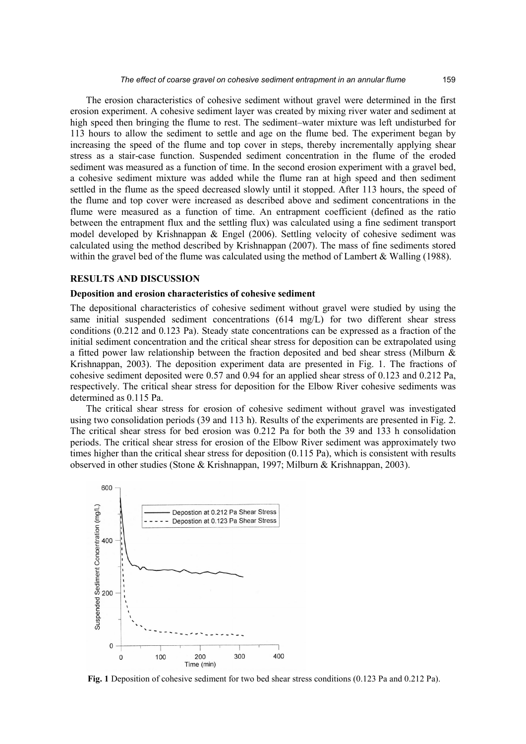The erosion characteristics of cohesive sediment without gravel were determined in the first erosion experiment. A cohesive sediment layer was created by mixing river water and sediment at high speed then bringing the flume to rest. The sediment–water mixture was left undisturbed for 113 hours to allow the sediment to settle and age on the flume bed. The experiment began by increasing the speed of the flume and top cover in steps, thereby incrementally applying shear stress as a stair-case function. Suspended sediment concentration in the flume of the eroded sediment was measured as a function of time. In the second erosion experiment with a gravel bed, a cohesive sediment mixture was added while the flume ran at high speed and then sediment settled in the flume as the speed decreased slowly until it stopped. After 113 hours, the speed of the flume and top cover were increased as described above and sediment concentrations in the flume were measured as a function of time. An entrapment coefficient (defined as the ratio between the entrapment flux and the settling flux) was calculated using a fine sediment transport model developed by Krishnappan & Engel (2006). Settling velocity of cohesive sediment was calculated using the method described by Krishnappan (2007). The mass of fine sediments stored within the gravel bed of the flume was calculated using the method of Lambert & Walling (1988).

## RESULTS AND DISCUSSION

### Deposition and erosion characteristics of cohesive sediment

The depositional characteristics of cohesive sediment without gravel were studied by using the same initial suspended sediment concentrations (614 mg/L) for two different shear stress conditions (0.212 and 0.123 Pa). Steady state concentrations can be expressed as a fraction of the initial sediment concentration and the critical shear stress for deposition can be extrapolated using a fitted power law relationship between the fraction deposited and bed shear stress (Milburn & Krishnappan, 2003). The deposition experiment data are presented in Fig. 1. The fractions of cohesive sediment deposited were 0.57 and 0.94 for an applied shear stress of 0.123 and 0.212 Pa, respectively. The critical shear stress for deposition for the Elbow River cohesive sediments was determined as 0.115 Pa.

The critical shear stress for erosion of cohesive sediment without gravel was investigated using two consolidation periods (39 and 113 h). Results of the experiments are presented in Fig. 2. The critical shear stress for bed erosion was 0.212 Pa for both the 39 and 133 h consolidation periods. The critical shear stress for erosion of the Elbow River sediment was approximately two times higher than the critical shear stress for deposition (0.115 Pa), which is consistent with results observed in other studies (Stone & Krishnappan, 1997; Milburn & Krishnappan, 2003).

**Fig. 1** Deposition of cohesive sediment for two bed shear stress conditions (0.123 Pa and 0.212 Pa).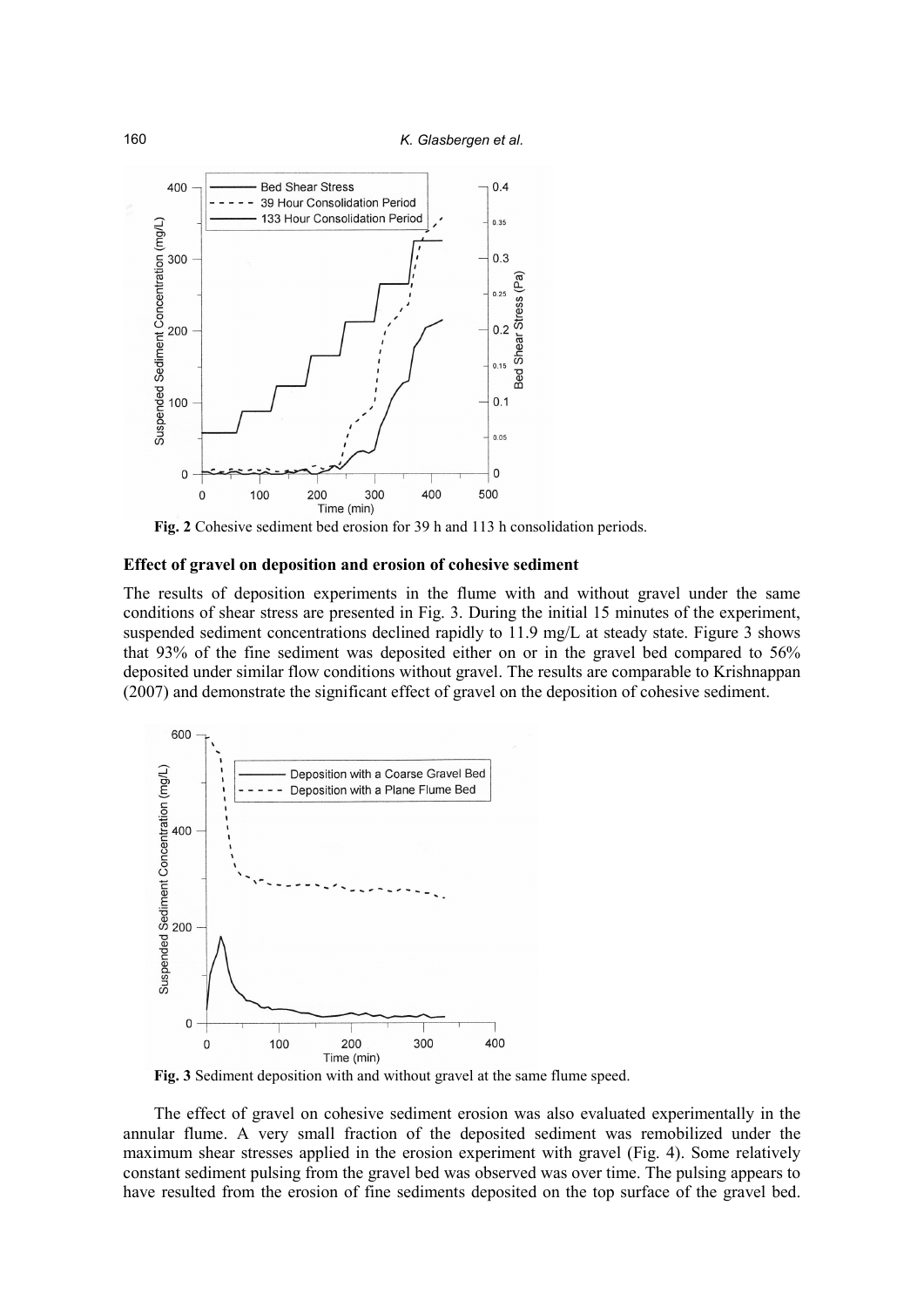**Fig. 2** Cohesive sediment bed erosion for 39 h and 113 h consolidation periods.

### Effect of gravel on deposition and erosion of cohesive sediment

The results of deposition experiments in the flume with and without gravel under the same conditions of shear stress are presented in Fig. 3. During the initial 15 minutes of the experiment, suspended sediment concentrations declined rapidly to 11.9 mg/L at steady state. Figure 3 shows that 93% of the fine sediment was deposited either on or in the gravel bed compared to 56% deposited under similar flow conditions without gravel. The results are comparable to Krishnappan (2007) and demonstrate the significant effect of gravel on the deposition of cohesive sediment.

**Fig. 3** Sediment deposition with and without gravel at the same flume speed.

The effect of gravel on cohesive sediment erosion was also evaluated experimentally in the annular flume. A very small fraction of the deposited sediment was remobilized under the maximum shear stresses applied in the erosion experiment with gravel (Fig. 4). Some relatively constant sediment pulsing from the gravel bed was observed was over time. The pulsing appears to have resulted from the erosion of fine sediments deposited on the top surface of the gravel bed.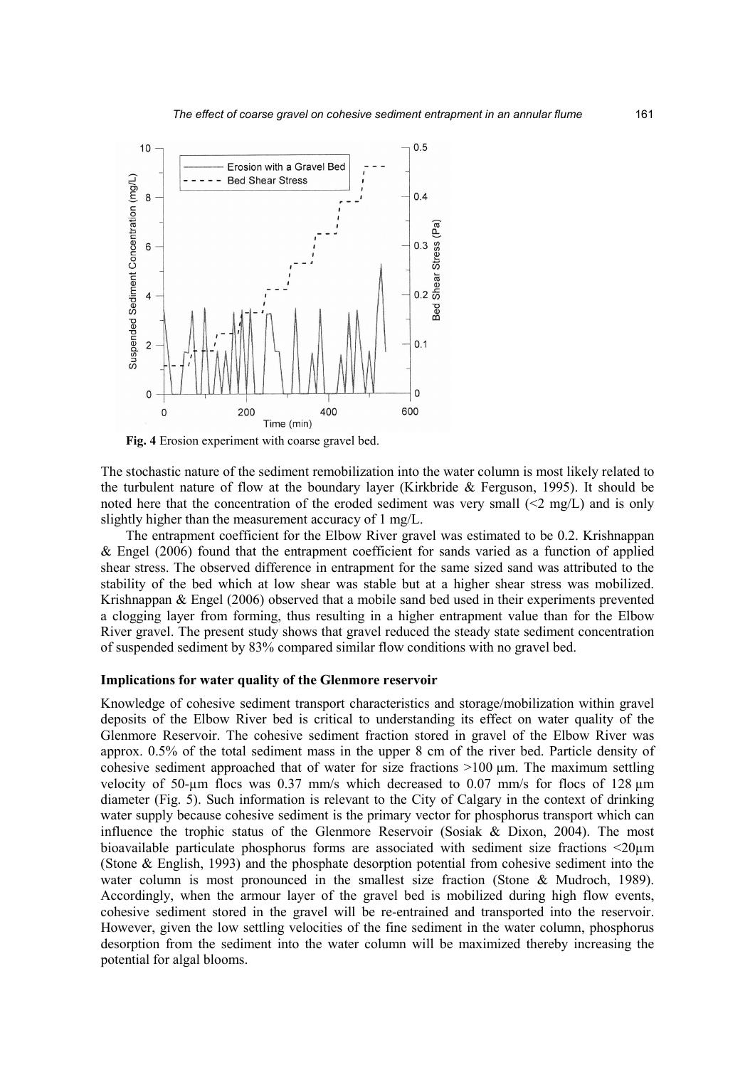**Fig. 4** Erosion experiment with coarse gravel bed.

The stochastic nature of the sediment remobilization into the water column is most likely related to the turbulent nature of flow at the boundary layer (Kirkbride & Ferguson, 1995). It should be noted here that the concentration of the eroded sediment was very small (<2 mg/L) and is only slightly higher than the measurement accuracy of 1 mg/L.

The entrapment coefficient for the Elbow River gravel was estimated to be 0.2. Krishnappan & Engel (2006) found that the entrapment coefficient for sands varied as a function of applied shear stress. The observed difference in entrapment for the same sized sand was attributed to the stability of the bed which at low shear was stable but at a higher shear stress was mobilized. Krishnappan & Engel (2006) observed that a mobile sand bed used in their experiments prevented a clogging layer from forming, thus resulting in a higher entrapment value than for the Elbow River gravel. The present study shows that gravel reduced the steady state sediment concentration of suspended sediment by 83% compared similar flow conditions with no gravel bed.

### Implications for water quality of the Glenmore reservoir

Knowledge of cohesive sediment transport characteristics and storage/mobilization within gravel deposits of the Elbow River bed is critical to understanding its effect on water quality of the Glenmore Reservoir. The cohesive sediment fraction stored in gravel of the Elbow River was approx. 0.5% of the total sediment mass in the upper 8 cm of the river bed. Particle density of cohesive sediment approached that of water for size fractions >100 µm. The maximum settling velocity of 50-µm flocs was 0.37 mm/s which decreased to 0.07 mm/s for flocs of 128 µm diameter (Fig. 5). Such information is relevant to the City of Calgary in the context of drinking water supply because cohesive sediment is the primary vector for phosphorus transport which can influence the trophic status of the Glenmore Reservoir (Sosiak & Dixon, 2004). The most bioavailable particulate phosphorus forms are associated with sediment size fractions <20µm (Stone & English, 1993) and the phosphate desorption potential from cohesive sediment into the water column is most pronounced in the smallest size fraction (Stone & Mudroch, 1989). Accordingly, when the armour layer of the gravel bed is mobilized during high flow events, cohesive sediment stored in the gravel will be re-entrained and transported into the reservoir. However, given the low settling velocities of the fine sediment in the water column, phosphorus desorption from the sediment into the water column will be maximized thereby increasing the potential for algal blooms.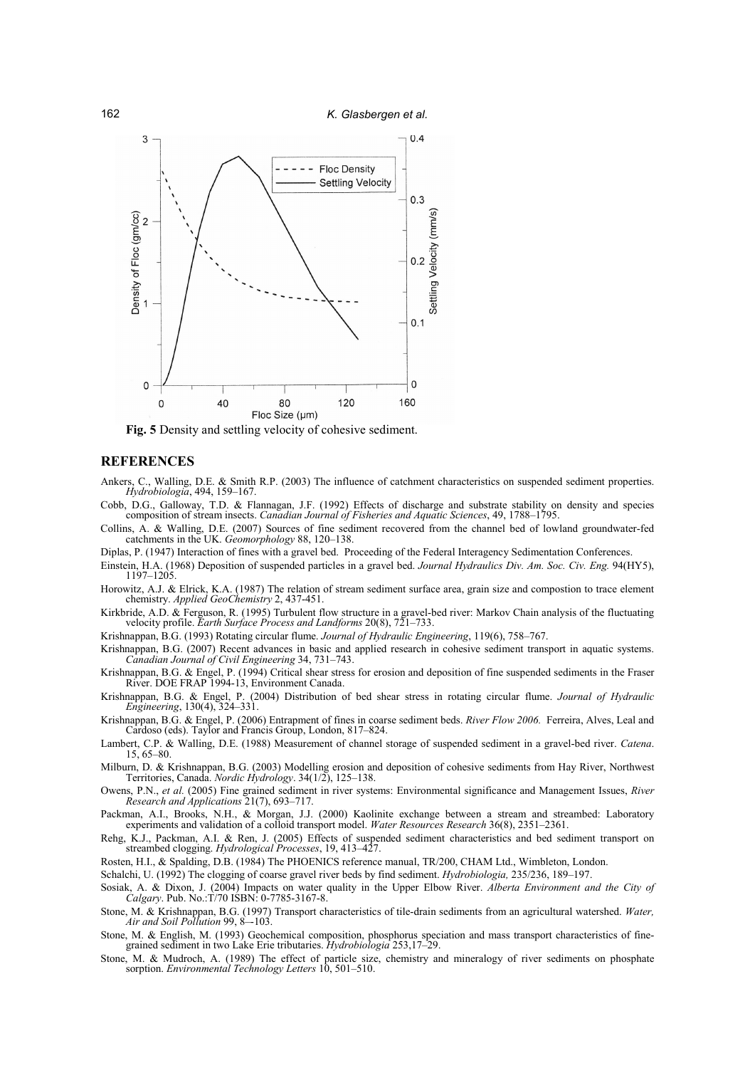3
2
1
0
0.4
0.3
0.2
0.1
0
0
40
80
120
160
Floc Density
Settling Velocity
Density of Floc (gm/cc)
Settling Velocity (mm/s)
Floc Size (μm)

**Fig. 5** Density and settling velocity of cohesive sediment.

## REFERENCES

Ankers, C., Walling, D.E. & Smith R.P. (2003) The influence of catchment characteristics on suspended sediment properties. *Hydrobiologia*, 494, 159–167.

Cobb, D.G., Galloway, T.D. & Flannagan, J.F. (1992) Effects of discharge and substrate stability on density and species composition of stream insects. *Canadian Journal of Fisheries and Aquatic Sciences*, 49, 1788–1795.

Collins, A. & Walling, D.E. (2007) Sources of fine sediment recovered from the channel bed of lowland groundwater-fed catchments in the UK. *Geomorphology* 88, 120–138.

Diplas, P. (1947) Interaction of fines with a gravel bed. Proceeding of the Federal Interagency Sedimentation Conferences.

Einstein, H.A. (1968) Deposition of suspended particles in a gravel bed. *Journal Hydraulics Div. Am. Soc. Civ. Eng.* 94(HY5), 1197–1205.

Horowitz, A.J. & Elrick, K.A. (1987) The relation of stream sediment surface area, grain size and compostion to trace element chemistry. *Applied GeoChemistry* 2, 437-451.

Kirkbride, A.D. & Ferguson, R. (1995) Turbulent flow structure in a gravel-bed river: Markov Chain analysis of the fluctuating velocity profile. *Earth Surface Process and Landforms* 20(8), 721–733.

Krishnappan, B.G. (1993) Rotating circular flume. *Journal of Hydraulic Engineering*, 119(6), 758–767.

Krishnappan, B.G. (2007) Recent advances in basic and applied research in cohesive sediment transport in aquatic systems. *Canadian Journal of Civil Engineering* 34, 731–743.

Krishnappan, B.G. & Engel, P. (1994) Critical shear stress for erosion and deposition of fine suspended sediments in the Fraser River. DOE FRAP 1994-13, Environment Canada.

Krishnappan, B.G. & Engel, P. (2004) Distribution of bed shear stress in rotating circular flume. *Journal of Hydraulic Engineering*, 130(4), 324–331.

Krishnappan, B.G. & Engel, P. (2006) Entrapment of fines in coarse sediment beds. *River Flow 2006.* Ferreira, Alves, Leal and Cardoso (eds). Taylor and Francis Group, London, 817–824.

Lambert, C.P. & Walling, D.E. (1988) Measurement of channel storage of suspended sediment in a gravel-bed river. *Catena*. 15, 65–80.

Milburn, D. & Krishnappan, B.G. (2003) Modelling erosion and deposition of cohesive sediments from Hay River, Northwest Territories, Canada. *Nordic Hydrology*. 34(1/2), 125–138.

Owens, P.N., *et al.* (2005) Fine grained sediment in river systems: Environmental significance and Management Issues, *River Research and Applications* 21(7), 693–717.

Packman, A.I., Brooks, N.H., & Morgan, J.J. (2000) Kaolinite exchange between a stream and streambed: Laboratory experiments and validation of a colloid transport model. *Water Resources Research* 36(8), 2351–2361.

Rehg, K.J., Packman, A.I. & Ren, J. (2005) Effects of suspended sediment characteristics and bed sediment transport on streambed clogging. *Hydrological Processes*, 19, 413–427.

Rosten, H.I., & Spalding, D.B. (1984) The PHOENICS reference manual, TR/200, CHAM Ltd., Wimbleton, London.

Schalchi, U. (1992) The clogging of coarse gravel river beds by find sediment. *Hydrobiologia,* 235/236, 189–197.

Sosiak, A. & Dixon, J. (2004) Impacts on water quality in the Upper Elbow River. *Alberta Environment and the City of Calgary*. Pub. No.:T/70 ISBN: 0-7785-3167-8.

Stone, M. & Krishnappan, B.G. (1997) Transport characteristics of tile-drain sediments from an agricultural watershed. *Water, Air and Soil Pollution* 99, 8–-103.

Stone, M. & English, M. (1993) Geochemical composition, phosphorus speciation and mass transport characteristics of fine-grained sediment in two Lake Erie tributaries. *Hydrobiologia* 253,17–29.

Stone, M. & Mudroch, A. (1989) The effect of particle size, chemistry and mineralogy of river sediments on phosphate sorption. *Environmental Technology Letters* 10, 501–510.